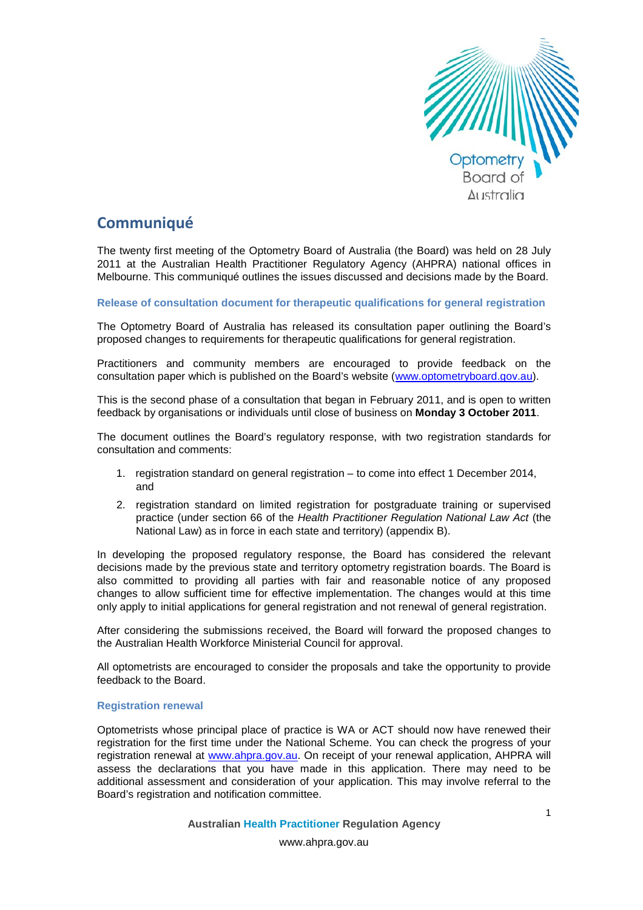# Communiqué

The twenty first meeting of the Optometry Board of Australia (the Board) was held on 28 July 2011 at the Australian Health Practitioner Regulatory Agency (AHPRA) national offices in Melbourne. This communiqué outlines the issues discussed and decisions made by the Board.

### Release of consultation document for therapeutic qualifications for general registration

The Optometry Board of Australia has released its consultation paper outlining the Board's proposed changes to requirements for therapeutic qualifications for general registration.

Practitioners and community members are encouraged to provide feedback on the consultation paper which is published on the Board's website (www.optometryboard.gov.au).

This is the second phase of a consultation that began in February 2011, and is open to written feedback by organisations or individuals until close of business on **Monday 3 October 2011**.

The document outlines the Board's regulatory response, with two registration standards for consultation and comments:

1. registration standard on general registration – to come into effect 1 December 2014, and
2. registration standard on limited registration for postgraduate training or supervised practice (under section 66 of the *Health Practitioner Regulation National Law Act* (the National Law) as in force in each state and territory) (appendix B).

In developing the proposed regulatory response, the Board has considered the relevant decisions made by the previous state and territory optometry registration boards. The Board is also committed to providing all parties with fair and reasonable notice of any proposed changes to allow sufficient time for effective implementation. The changes would at this time only apply to initial applications for general registration and not renewal of general registration.

After considering the submissions received, the Board will forward the proposed changes to the Australian Health Workforce Ministerial Council for approval.

All optometrists are encouraged to consider the proposals and take the opportunity to provide feedback to the Board.

### Registration renewal

Optometrists whose principal place of practice is WA or ACT should now have renewed their registration for the first time under the National Scheme. You can check the progress of your registration renewal at www.ahpra.gov.au. On receipt of your renewal application, AHPRA will assess the declarations that you have made in this application. There may need to be additional assessment and consideration of your application. This may involve referral to the Board's registration and notification committee.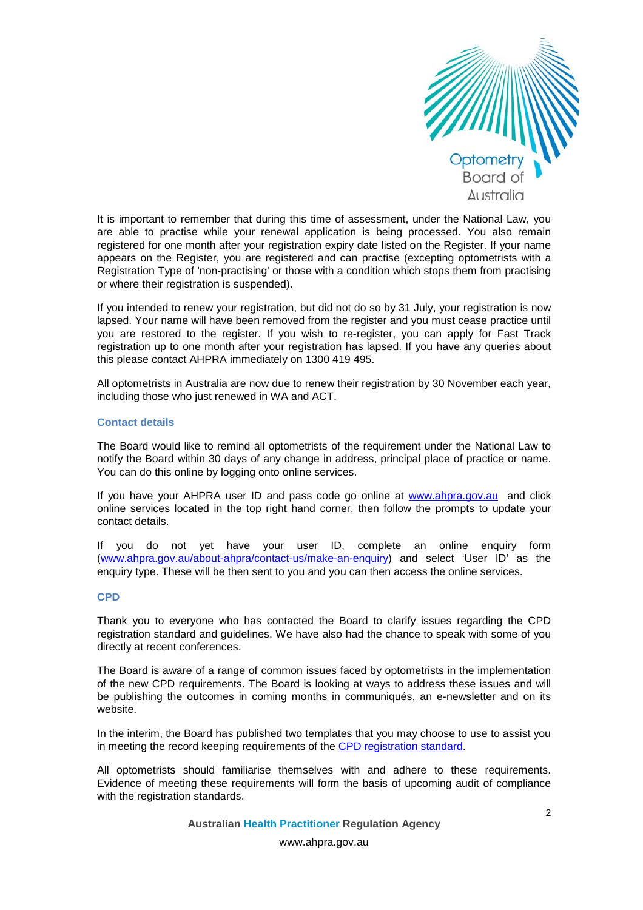It is important to remember that during this time of assessment, under the National Law, you are able to practise while your renewal application is being processed. You also remain registered for one month after your registration expiry date listed on the Register. If your name appears on the Register, you are registered and can practise (excepting optometrists with a Registration Type of 'non-practising' or those with a condition which stops them from practising or where their registration is suspended).

If you intended to renew your registration, but did not do so by 31 July, your registration is now lapsed. Your name will have been removed from the register and you must cease practice until you are restored to the register. If you wish to re-register, you can apply for Fast Track registration up to one month after your registration has lapsed. If you have any queries about this please contact AHPRA immediately on 1300 419 495.

All optometrists in Australia are now due to renew their registration by 30 November each year, including those who just renewed in WA and ACT.

### Contact details

The Board would like to remind all optometrists of the requirement under the National Law to notify the Board within 30 days of any change in address, principal place of practice or name. You can do this online by logging onto online services.

If you have your AHPRA user ID and pass code go online at [www.ahpra.gov.au](http://www.ahpra.gov.au) and click online services located in the top right hand corner, then follow the prompts to update your contact details.

If you do not yet have your user ID, complete an online enquiry form ([www.ahpra.gov.au/about-ahpra/contact-us/make-an-enquiry](http://www.ahpra.gov.au/about-ahpra/contact-us/make-an-enquiry)) and select 'User ID' as the enquiry type. These will be then sent to you and you can then access the online services.

### CPD

Thank you to everyone who has contacted the Board to clarify issues regarding the CPD registration standard and guidelines. We have also had the chance to speak with some of you directly at recent conferences.

The Board is aware of a range of common issues faced by optometrists in the implementation of the new CPD requirements. The Board is looking at ways to address these issues and will be publishing the outcomes in coming months in communiqués, an e-newsletter and on its website.

In the interim, the Board has published two templates that you may choose to use to assist you in meeting the record keeping requirements of the CPD registration standard.

All optometrists should familiarise themselves with and adhere to these requirements. Evidence of meeting these requirements will form the basis of upcoming audit of compliance with the registration standards.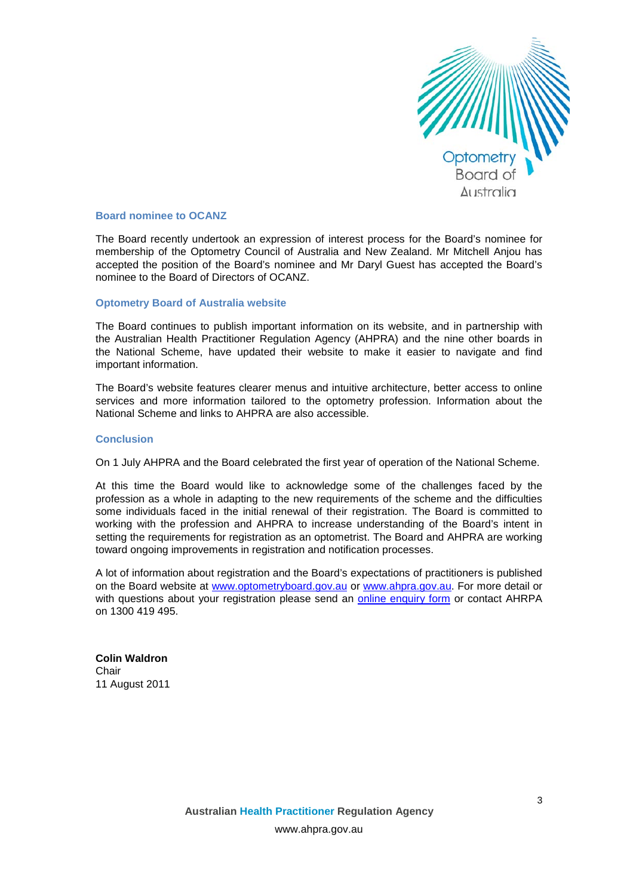## Board nominee to OCANZ

The Board recently undertook an expression of interest process for the Board's nominee for membership of the Optometry Council of Australia and New Zealand. Mr Mitchell Anjou has accepted the position of the Board's nominee and Mr Daryl Guest has accepted the Board's nominee to the Board of Directors of OCANZ.

## Optometry Board of Australia website

The Board continues to publish important information on its website, and in partnership with the Australian Health Practitioner Regulation Agency (AHPRA) and the nine other boards in the National Scheme, have updated their website to make it easier to navigate and find important information.

The Board's website features clearer menus and intuitive architecture, better access to online services and more information tailored to the optometry profession. Information about the National Scheme and links to AHPRA are also accessible.

## Conclusion

On 1 July AHPRA and the Board celebrated the first year of operation of the National Scheme.

At this time the Board would like to acknowledge some of the challenges faced by the profession as a whole in adapting to the new requirements of the scheme and the difficulties some individuals faced in the initial renewal of their registration. The Board is committed to working with the profession and AHPRA to increase understanding of the Board's intent in setting the requirements for registration as an optometrist. The Board and AHPRA are working toward ongoing improvements in registration and notification processes.

A lot of information about registration and the Board's expectations of practitioners is published on the Board website at [www.optometryboard.gov.au](http://www.optometryboard.gov.au) or [www.ahpra.gov.au](http://www.ahpra.gov.au). For more detail or with questions about your registration please send an [online enquiry form]() or contact AHRPA on 1300 419 495.

**Colin Waldron**
Chair
11 August 2011